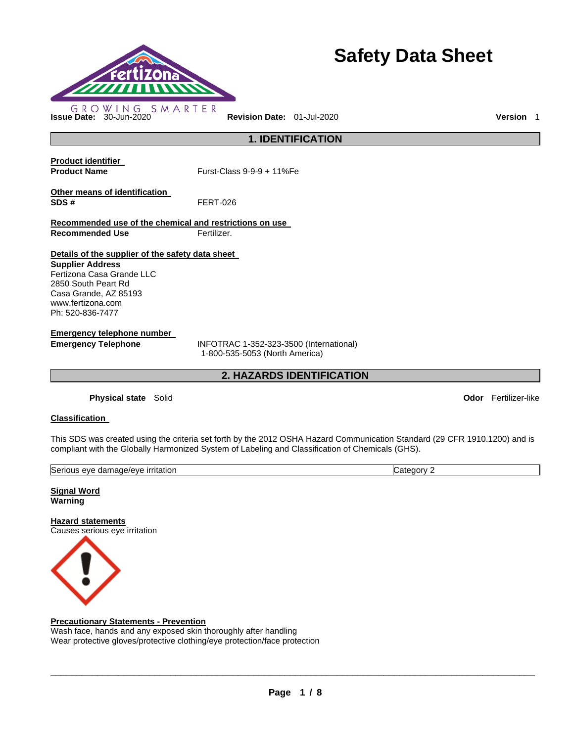# Safety Data Sheet

GROWING SMARTER

**Issue Date:** 30-Jun-2020 **Revision Date:** 01-Jul-2020 **Version** 1

## 1. IDENTIFICATION

**Product identifier**

**Product Name** Furst-Class 9-9-9 + 11%Fe

**Other means of identification**

**SDS #** FERT-026

**Recommended use of the chemical and restrictions on use**

**Recommended Use** Fertilizer.

**Details of the supplier of the safety data sheet**

**Supplier Address**
Fertizona Casa Grande LLC
2850 South Peart Rd
Casa Grande, AZ 85193
www.fertizona.com
Ph: 520-836-7477

**Emergency telephone number**

**Emergency Telephone** INFOTRAC 1-352-323-3500 (International)
1-800-535-5053 (North America)

## 2. HAZARDS IDENTIFICATION

**Physical state** Solid **Odor** Fertilizer-like

**Classification**

This SDS was created using the criteria set forth by the 2012 OSHA Hazard Communication Standard (29 CFR 1910.1200) and is compliant with the Globally Harmonized System of Labeling and Classification of Chemicals (GHS).

| Serious eye damage/eye irritation | Category 2 |
|---|---|

**Signal Word**
**Warning**

**Hazard statements**
Causes serious eye irritation

**Precautionary Statements - Prevention**
Wash face, hands and any exposed skin thoroughly after handling
Wear protective gloves/protective clothing/eye protection/face protection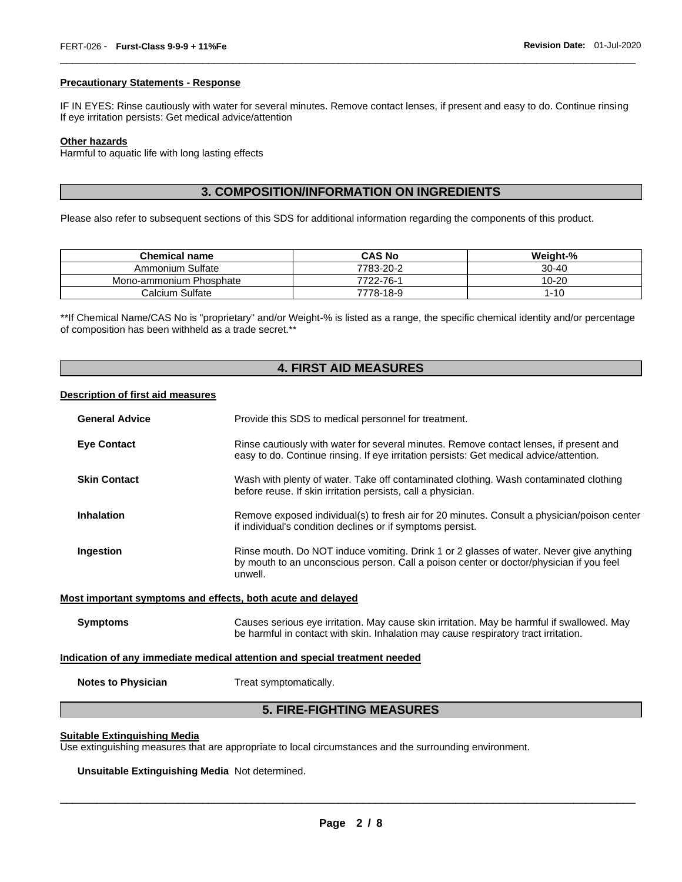**Precautionary Statements - Response**

IF IN EYES: Rinse cautiously with water for several minutes. Remove contact lenses, if present and easy to do. Continue rinsing If eye irritation persists: Get medical advice/attention

**Other hazards**

Harmful to aquatic life with long lasting effects

## 3. COMPOSITION/INFORMATION ON INGREDIENTS

Please also refer to subsequent sections of this SDS for additional information regarding the components of this product.

| Chemical name | CAS No | Weight-% |
| --- | --- | --- |
| Ammonium Sulfate | 7783-20-2 | 30-40 |
| Mono-ammonium Phosphate | 7722-76-1 | 10-20 |
| Calcium Sulfate | 7778-18-9 | 1-10 |

**If Chemical Name/CAS No is "proprietary" and/or Weight-% is listed as a range, the specific chemical identity and/or percentage of composition has been withheld as a trade secret.**

## 4. FIRST AID MEASURES

**Description of first aid measures**

**General Advice** Provide this SDS to medical personnel for treatment.

**Eye Contact** Rinse cautiously with water for several minutes. Remove contact lenses, if present and easy to do. Continue rinsing. If eye irritation persists: Get medical advice/attention.

**Skin Contact** Wash with plenty of water. Take off contaminated clothing. Wash contaminated clothing before reuse. If skin irritation persists, call a physician.

**Inhalation** Remove exposed individual(s) to fresh air for 20 minutes. Consult a physician/poison center if individual's condition declines or if symptoms persist.

**Ingestion** Rinse mouth. Do NOT induce vomiting. Drink 1 or 2 glasses of water. Never give anything by mouth to an unconscious person. Call a poison center or doctor/physician if you feel unwell.

**Most important symptoms and effects, both acute and delayed**

**Symptoms** Causes serious eye irritation. May cause skin irritation. May be harmful if swallowed. May be harmful in contact with skin. Inhalation may cause respiratory tract irritation.

**Indication of any immediate medical attention and special treatment needed**

**Notes to Physician** Treat symptomatically.

## 5. FIRE-FIGHTING MEASURES

**Suitable Extinguishing Media**

Use extinguishing measures that are appropriate to local circumstances and the surrounding environment.

**Unsuitable Extinguishing Media** Not determined.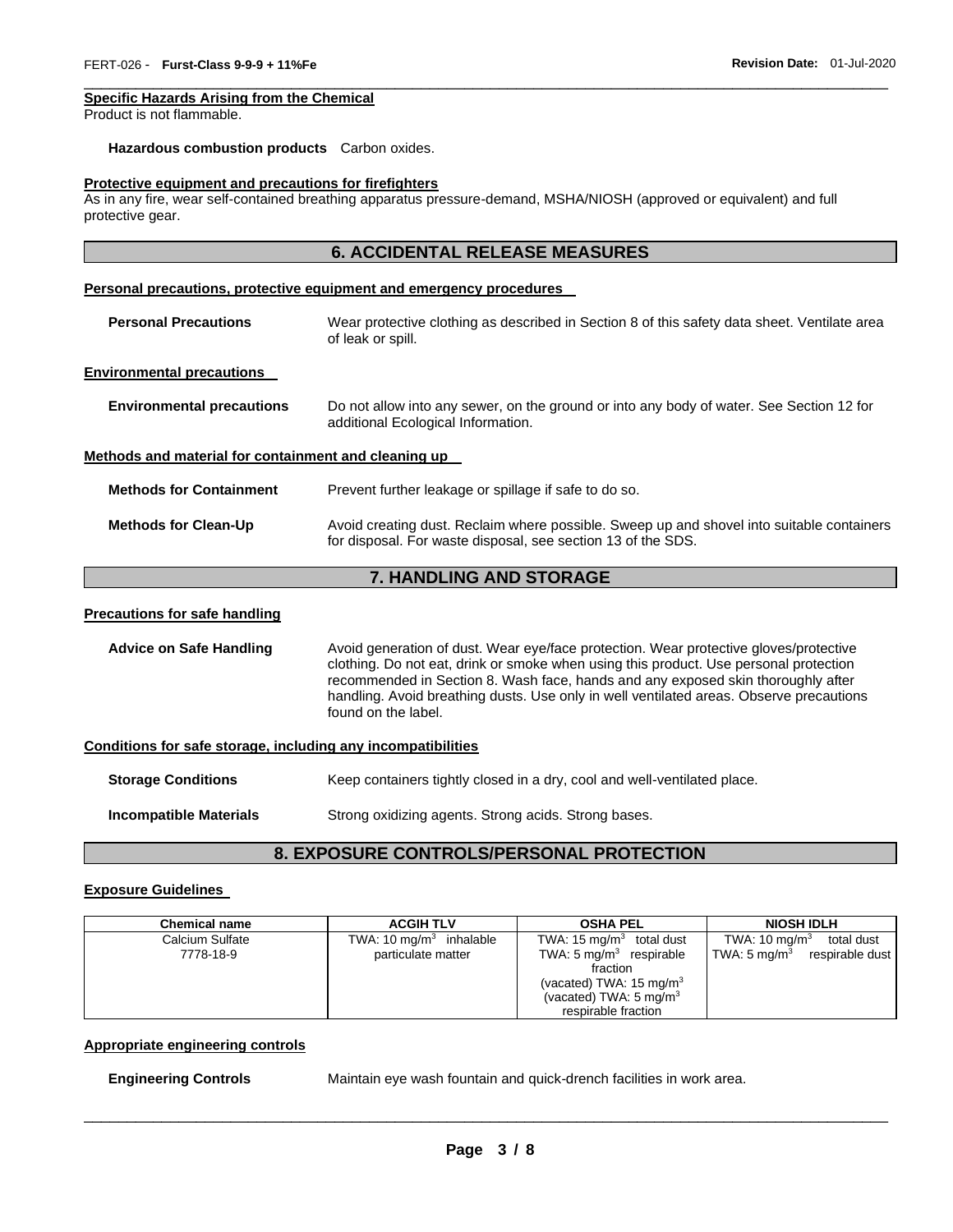**Specific Hazards Arising from the Chemical**

Product is not flammable.

**Hazardous combustion products** Carbon oxides.

**Protective equipment and precautions for firefighters**

As in any fire, wear self-contained breathing apparatus pressure-demand, MSHA/NIOSH (approved or equivalent) and full protective gear.

## 6. ACCIDENTAL RELEASE MEASURES

**Personal precautions, protective equipment and emergency procedures**

**Personal Precautions** Wear protective clothing as described in Section 8 of this safety data sheet. Ventilate area of leak or spill.

**Environmental precautions**

**Environmental precautions** Do not allow into any sewer, on the ground or into any body of water. See Section 12 for additional Ecological Information.

**Methods and material for containment and cleaning up**

**Methods for Containment** Prevent further leakage or spillage if safe to do so.

**Methods for Clean-Up** Avoid creating dust. Reclaim where possible. Sweep up and shovel into suitable containers for disposal. For waste disposal, see section 13 of the SDS.

## 7. HANDLING AND STORAGE

**Precautions for safe handling**

**Advice on Safe Handling** Avoid generation of dust. Wear eye/face protection. Wear protective gloves/protective clothing. Do not eat, drink or smoke when using this product. Use personal protection recommended in Section 8. Wash face, hands and any exposed skin thoroughly after handling. Avoid breathing dusts. Use only in well ventilated areas. Observe precautions found on the label.

**Conditions for safe storage, including any incompatibilities**

**Storage Conditions** Keep containers tightly closed in a dry, cool and well-ventilated place.

**Incompatible Materials** Strong oxidizing agents. Strong acids. Strong bases.

## 8. EXPOSURE CONTROLS/PERSONAL PROTECTION

**Exposure Guidelines**

| Chemical name | ACGIH TLV | OSHA PEL | NIOSH IDLH |
|---|---|---|---|
| Calcium Sulfate<br>7778-18-9 | TWA: 10 mg/m$^3$ inhalable particulate matter | TWA: 15 mg/m$^3$ total dust<br>TWA: 5 mg/m$^3$ respirable fraction<br>(vacated) TWA: 15 mg/m$^3$<br>(vacated) TWA: 5 mg/m$^3$ respirable fraction | TWA: 10 mg/m$^3$ total dust<br>TWA: 5 mg/m$^3$ respirable dust |

**Appropriate engineering controls**

**Engineering Controls** Maintain eye wash fountain and quick-drench facilities in work area.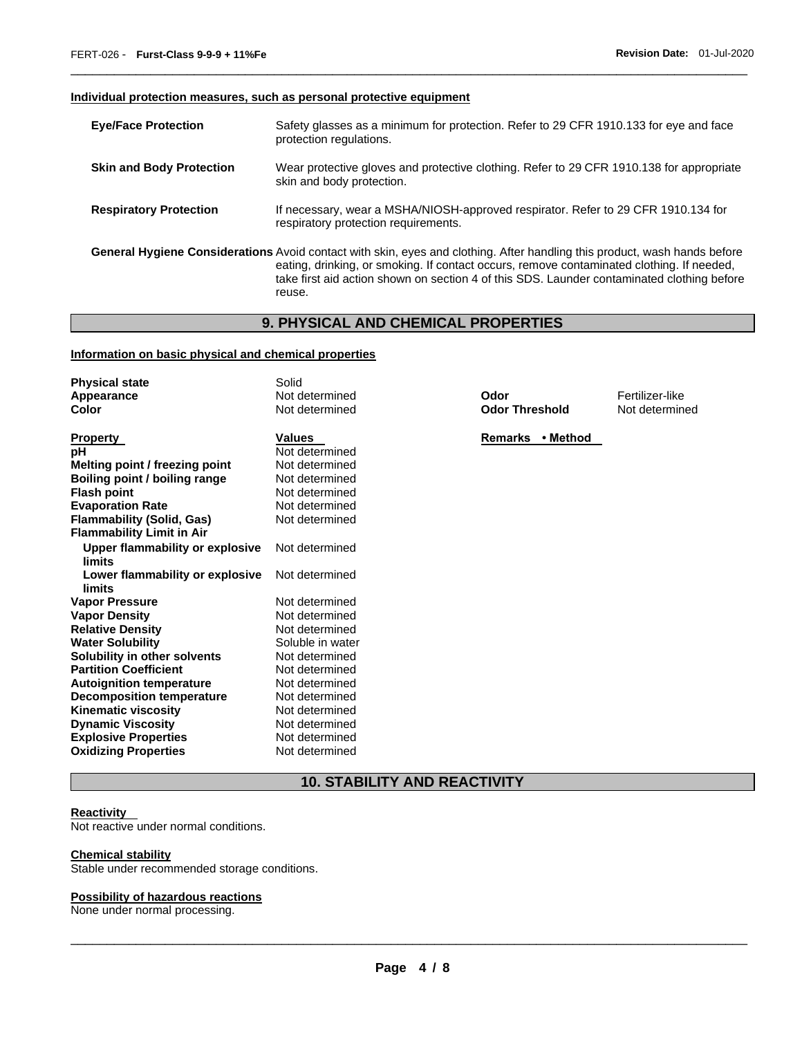#### Individual protection measures, such as personal protective equipment

| | |
|---|---|
| **Eye/Face Protection** | Safety glasses as a minimum for protection. Refer to 29 CFR 1910.133 for eye and face protection regulations. |
| **Skin and Body Protection** | Wear protective gloves and protective clothing. Refer to 29 CFR 1910.138 for appropriate skin and body protection. |
| **Respiratory Protection** | If necessary, wear a MSHA/NIOSH-approved respirator. Refer to 29 CFR 1910.134 for respiratory protection requirements. |
| **General Hygiene Considerations** | Avoid contact with skin, eyes and clothing. After handling this product, wash hands before eating, drinking, or smoking. If contact occurs, remove contaminated clothing. If needed, take first aid action shown on section 4 of this SDS. Launder contaminated clothing before reuse. |

## 9. PHYSICAL AND CHEMICAL PROPERTIES

#### Information on basic physical and chemical properties

| | | | |
|---|---|---|---|
| **Physical state** | Solid | | |
| **Appearance** | Not determined | **Odor** | Fertilizer-like |
| **Color** | Not determined | **Odor Threshold** | Not determined |

| **Property** | **Values** | **Remarks • Method** |
|---|---|---|
| **pH** | Not determined | |
| **Melting point / freezing point** | Not determined | |
| **Boiling point / boiling range** | Not determined | |
| **Flash point** | Not determined | |
| **Evaporation Rate** | Not determined | |
| **Flammability (Solid, Gas)** | Not determined | |
| **Flammability Limit in Air** | | |
| **Upper flammability or explosive limits** | Not determined | |
| **Lower flammability or explosive limits** | Not determined | |
| **Vapor Pressure** | Not determined | |
| **Vapor Density** | Not determined | |
| **Relative Density** | Not determined | |
| **Water Solubility** | Soluble in water | |
| **Solubility in other solvents** | Not determined | |
| **Partition Coefficient** | Not determined | |
| **Autoignition temperature** | Not determined | |
| **Decomposition temperature** | Not determined | |
| **Kinematic viscosity** | Not determined | |
| **Dynamic Viscosity** | Not determined | |
| **Explosive Properties** | Not determined | |
| **Oxidizing Properties** | Not determined | |

## 10. STABILITY AND REACTIVITY

#### Reactivity

Not reactive under normal conditions.

#### Chemical stability

Stable under recommended storage conditions.

#### Possibility of hazardous reactions

None under normal processing.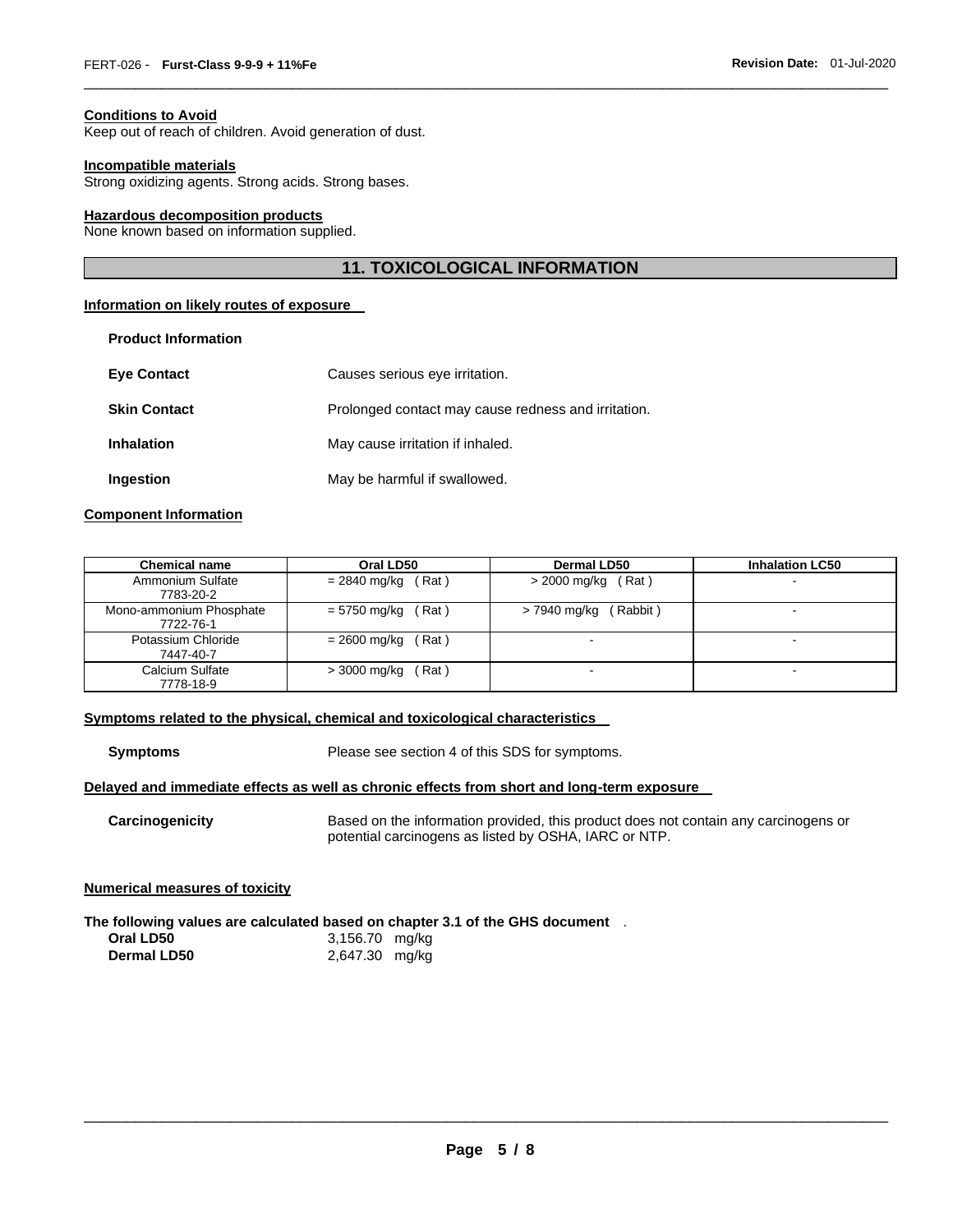**Conditions to Avoid**
Keep out of reach of children. Avoid generation of dust.

**Incompatible materials**
Strong oxidizing agents. Strong acids. Strong bases.

**Hazardous decomposition products**
None known based on information supplied.

## 11. TOXICOLOGICAL INFORMATION

**Information on likely routes of exposure**

**Product Information**

**Eye Contact** Causes serious eye irritation.

**Skin Contact** Prolonged contact may cause redness and irritation.

**Inhalation** May cause irritation if inhaled.

**Ingestion** May be harmful if swallowed.

**Component Information**

| Chemical name | Oral LD50 | Dermal LD50 | Inhalation LC50 |
|---|---|---|---|
| Ammonium Sulfate 7783-20-2 | = 2840 mg/kg ( Rat ) | > 2000 mg/kg ( Rat ) | - |
| Mono-ammonium Phosphate 7722-76-1 | = 5750 mg/kg ( Rat ) | > 7940 mg/kg ( Rabbit ) | - |
| Potassium Chloride 7447-40-7 | = 2600 mg/kg ( Rat ) | - | - |
| Calcium Sulfate 7778-18-9 | > 3000 mg/kg ( Rat ) | - | - |

**Symptoms related to the physical, chemical and toxicological characteristics**

**Symptoms** Please see section 4 of this SDS for symptoms.

**Delayed and immediate effects as well as chronic effects from short and long-term exposure**

**Carcinogenicity** Based on the information provided, this product does not contain any carcinogens or potential carcinogens as listed by OSHA, IARC or NTP.

**Numerical measures of toxicity**

**The following values are calculated based on chapter 3.1 of the GHS document** .

**Oral LD50** 3,156.70 mg/kg
**Dermal LD50** 2,647.30 mg/kg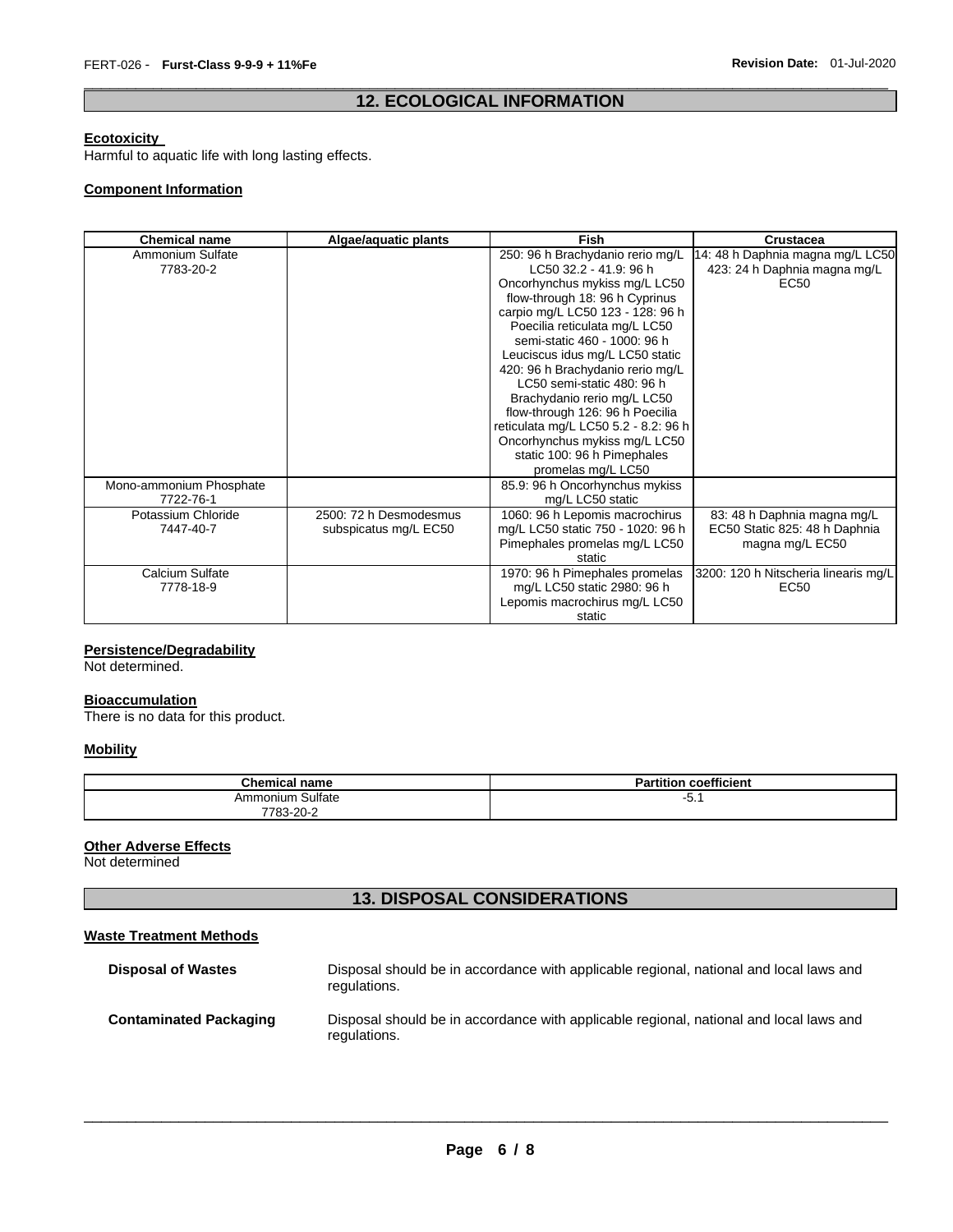## 12. ECOLOGICAL INFORMATION

**Ecotoxicity**

Harmful to aquatic life with long lasting effects.

**Component Information**

| Chemical name | Algae/aquatic plants | Fish | Crustacea |
|---|---|---|---|
| Ammonium Sulfate 7783-20-2 | | 250: 96 h Brachydanio rerio mg/L LC50 32.2 - 41.9: 96 h Oncorhynchus mykiss mg/L LC50 flow-through 18: 96 h Cyprinus carpio mg/L LC50 123 - 128: 96 h Poecilia reticulata mg/L LC50 semi-static 460 - 1000: 96 h Leuciscus idus mg/L LC50 static 420: 96 h Brachydanio rerio mg/L LC50 semi-static 480: 96 h Brachydanio rerio mg/L LC50 flow-through 126: 96 h Poecilia reticulata mg/L LC50 5.2 - 8.2: 96 h Oncorhynchus mykiss mg/L LC50 static 100: 96 h Pimephales promelas mg/L LC50 | 14: 48 h Daphnia magna mg/L LC50 423: 24 h Daphnia magna mg/L EC50 |
| Mono-ammonium Phosphate 7722-76-1 | | 85.9: 96 h Oncorhynchus mykiss mg/L LC50 static | |
| Potassium Chloride 7447-40-7 | 2500: 72 h Desmodesmus subspicatus mg/L EC50 | 1060: 96 h Lepomis macrochirus mg/L LC50 static 750 - 1020: 96 h Pimephales promelas mg/L LC50 static | 83: 48 h Daphnia magna mg/L EC50 Static 825: 48 h Daphnia magna mg/L EC50 |
| Calcium Sulfate 7778-18-9 | | 1970: 96 h Pimephales promelas mg/L LC50 static 2980: 96 h Lepomis macrochirus mg/L LC50 static | 3200: 120 h Nitscheria linearis mg/L EC50 |

**Persistence/Degradability**

Not determined.

**Bioaccumulation**

There is no data for this product.

**Mobility**

| Chemical name | Partition coefficient |
|---|---|
| Ammonium Sulfate 7783-20-2 | -5.1 |

**Other Adverse Effects**

Not determined

## 13. DISPOSAL CONSIDERATIONS

**Waste Treatment Methods**

**Disposal of Wastes** Disposal should be in accordance with applicable regional, national and local laws and regulations.

**Contaminated Packaging** Disposal should be in accordance with applicable regional, national and local laws and regulations.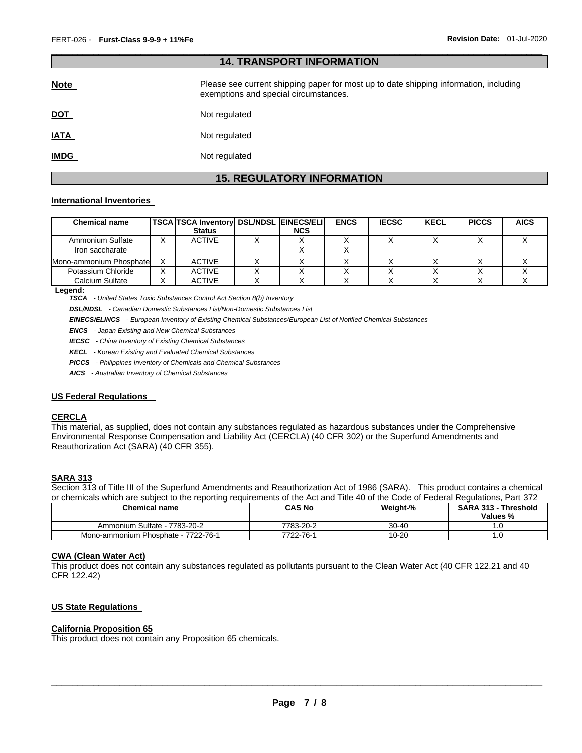## 14. TRANSPORT INFORMATION

**Note** Please see current shipping paper for most up to date shipping information, including exemptions and special circumstances.

**DOT** Not regulated

**IATA** Not regulated

**IMDG** Not regulated

## 15. REGULATORY INFORMATION

### International Inventories

| Chemical name | TSCA | TSCA Inventory Status | DSL/NDSL | EINECS/ELINCS | ENCS | IECSC | KECL | PICCS | AICS |
|---|---|---|---|---|---|---|---|---|---|
| Ammonium Sulfate | X | ACTIVE | X | X | X | X | X | X | X |
| Iron saccharate | | | | X | X | | | | |
| Mono-ammonium Phosphate | X | ACTIVE | X | X | X | X | X | X | X |
| Potassium Chloride | X | ACTIVE | X | X | X | X | X | X | X |
| Calcium Sulfate | X | ACTIVE | X | X | X | X | X | X | X |

**Legend:**

***TSCA*** *- United States Toxic Substances Control Act Section 8(b) Inventory*

***DSL/NDSL*** *- Canadian Domestic Substances List/Non-Domestic Substances List*

***EINECS/ELINCS*** *- European Inventory of Existing Chemical Substances/European List of Notified Chemical Substances*

***ENCS*** *- Japan Existing and New Chemical Substances*

***IECSC*** *- China Inventory of Existing Chemical Substances*

***KECL*** *- Korean Existing and Evaluated Chemical Substances*

***PICCS*** *- Philippines Inventory of Chemicals and Chemical Substances*

***AICS*** *- Australian Inventory of Chemical Substances*

### US Federal Regulations

**CERCLA**

This material, as supplied, does not contain any substances regulated as hazardous substances under the Comprehensive Environmental Response Compensation and Liability Act (CERCLA) (40 CFR 302) or the Superfund Amendments and Reauthorization Act (SARA) (40 CFR 355).

**SARA 313**

Section 313 of Title III of the Superfund Amendments and Reauthorization Act of 1986 (SARA). This product contains a chemical or chemicals which are subject to the reporting requirements of the Act and Title 40 of the Code of Federal Regulations, Part 372

| Chemical name | CAS No | Weight-% | SARA 313 - Threshold Values % |
|---|---|---|---|
| Ammonium Sulfate - 7783-20-2 | 7783-20-2 | 30-40 | 1.0 |
| Mono-ammonium Phosphate - 7722-76-1 | 7722-76-1 | 10-20 | 1.0 |

**CWA (Clean Water Act)**

This product does not contain any substances regulated as pollutants pursuant to the Clean Water Act (40 CFR 122.21 and 40 CFR 122.42)

### US State Regulations

**California Proposition 65**

This product does not contain any Proposition 65 chemicals.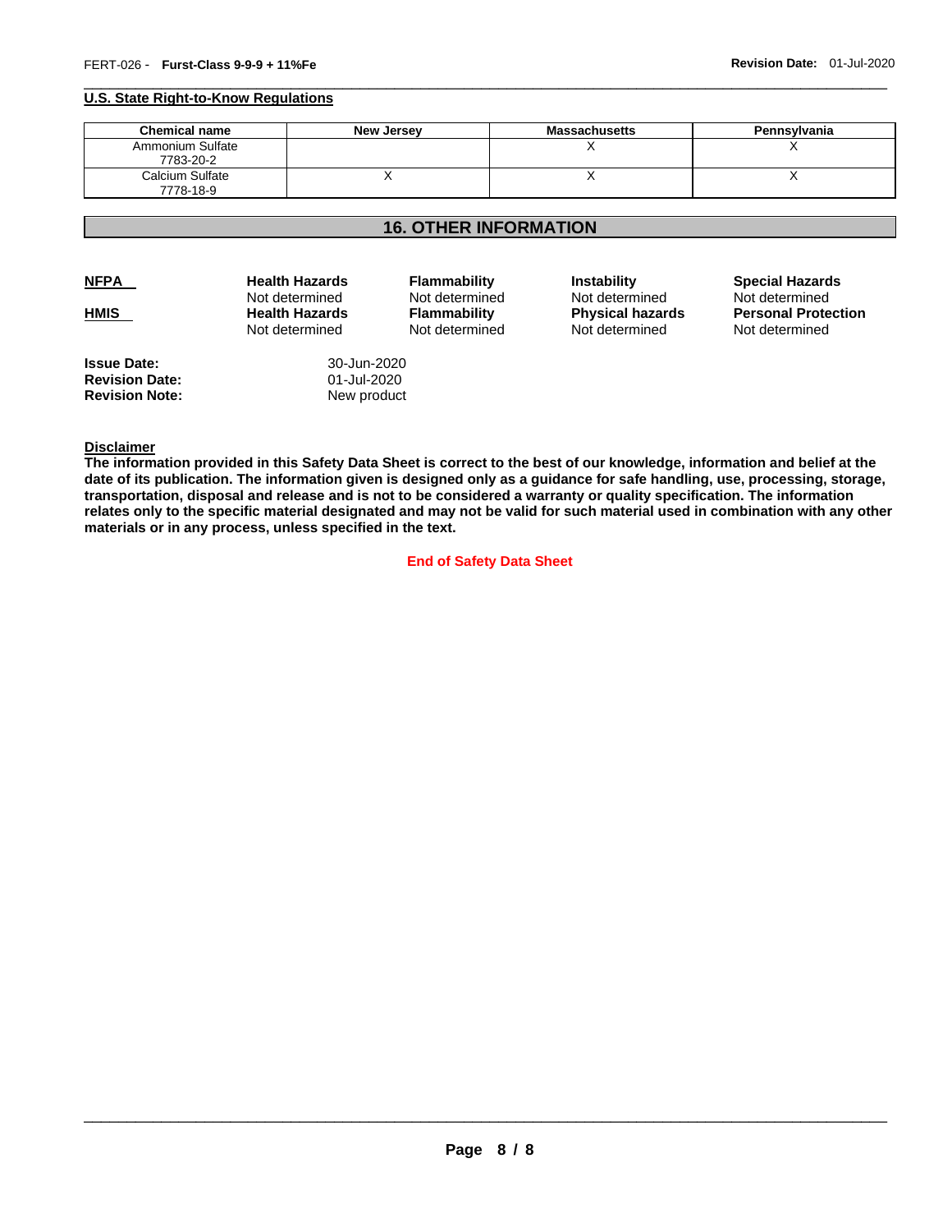### U.S. State Right-to-Know Regulations

| Chemical name | New Jersey | Massachusetts | Pennsylvania |
| --- | --- | --- | --- |
| Ammonium Sulfate 7783-20-2 | | X | X |
| Calcium Sulfate 7778-18-9 | X | X | X |

## 16. OTHER INFORMATION

| | | | | |
| --- | --- | --- | --- | --- |
| **NFPA** | **Health Hazards** Not determined | **Flammability** Not determined | **Instability** Not determined | **Special Hazards** Not determined |
| **HMIS** | **Health Hazards** Not determined | **Flammability** Not determined | **Physical hazards** Not determined | **Personal Protection** Not determined |

**Issue Date:** 30-Jun-2020
**Revision Date:** 01-Jul-2020
**Revision Note:** New product

### Disclaimer

**The information provided in this Safety Data Sheet is correct to the best of our knowledge, information and belief at the date of its publication. The information given is designed only as a guidance for safe handling, use, processing, storage, transportation, disposal and release and is not to be considered a warranty or quality specification. The information relates only to the specific material designated and may not be valid for such material used in combination with any other materials or in any process, unless specified in the text.**

**End of Safety Data Sheet**